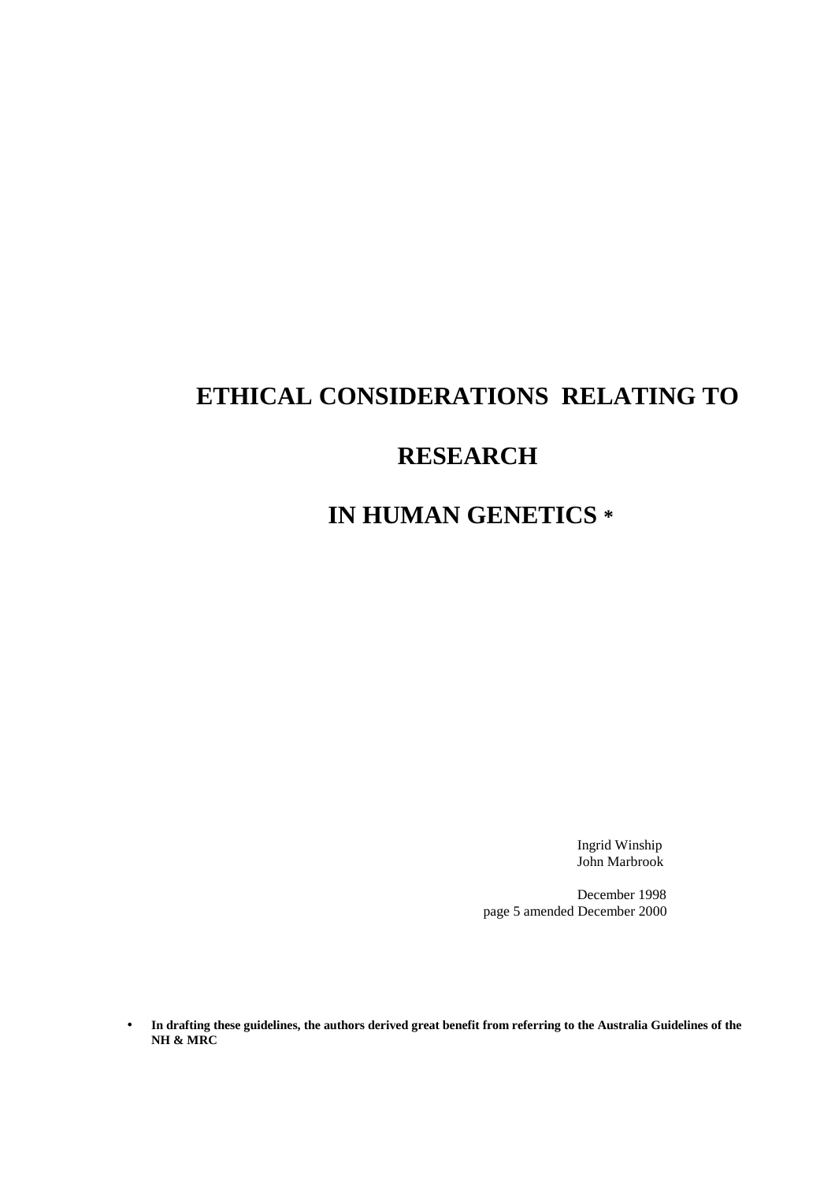# ETHICAL CONSIDERATIONS RELATING TO RESEARCH IN HUMAN GENETICS *

Ingrid Winship
John Marbrook

December 1998
page 5 amended December 2000

- **In drafting these guidelines, the authors derived great benefit from referring to the Australia Guidelines of the NH & MRC**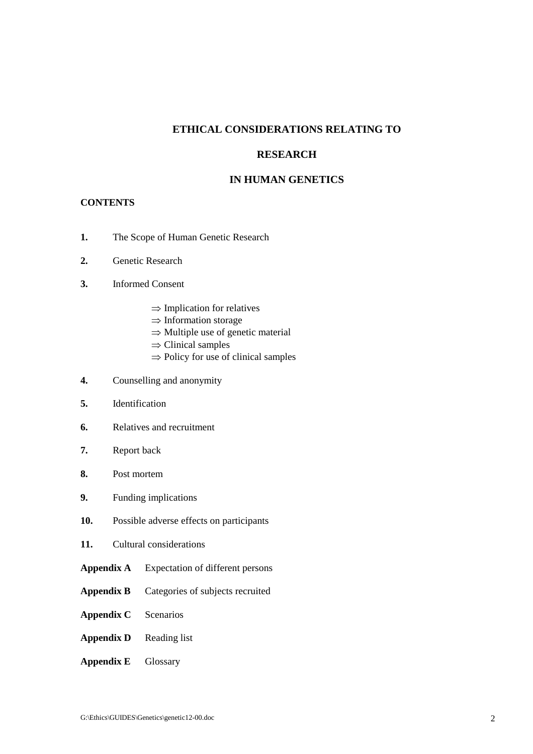# ETHICAL CONSIDERATIONS RELATING TO RESEARCH IN HUMAN GENETICS

**CONTENTS**

**1.** The Scope of Human Genetic Research

**2.** Genetic Research

**3.** Informed Consent

- ⇒ Implication for relatives
- ⇒ Information storage
- ⇒ Multiple use of genetic material
- ⇒ Clinical samples
- ⇒ Policy for use of clinical samples

**4.** Counselling and anonymity

**5.** Identification

**6.** Relatives and recruitment

**7.** Report back

**8.** Post mortem

**9.** Funding implications

**10.** Possible adverse effects on participants

**11.** Cultural considerations

**Appendix A** Expectation of different persons

**Appendix B** Categories of subjects recruited

**Appendix C** Scenarios

**Appendix D** Reading list

**Appendix E** Glossary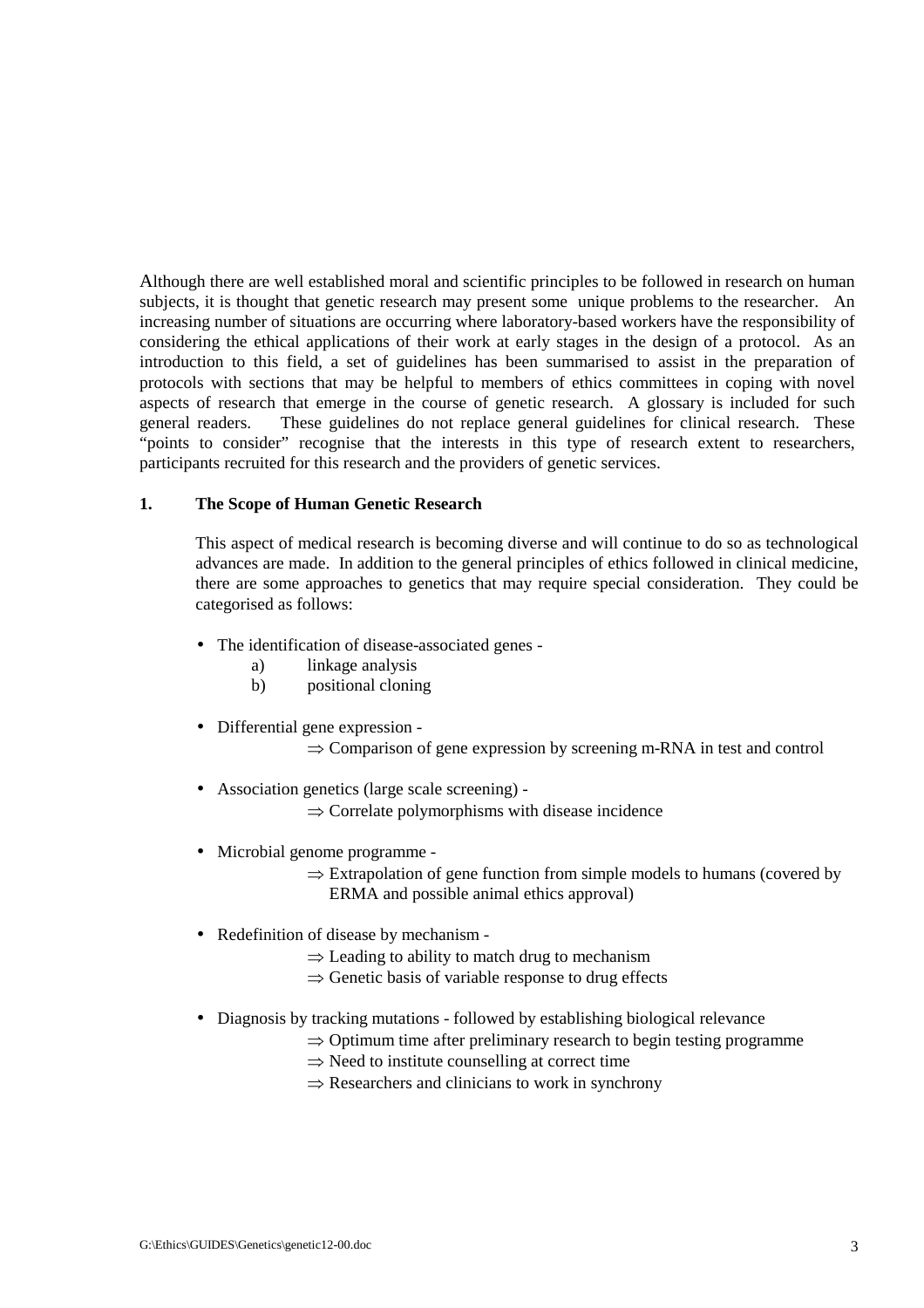Although there are well established moral and scientific principles to be followed in research on human subjects, it is thought that genetic research may present some unique problems to the researcher. An increasing number of situations are occurring where laboratory-based workers have the responsibility of considering the ethical applications of their work at early stages in the design of a protocol. As an introduction to this field, a set of guidelines has been summarised to assist in the preparation of protocols with sections that may be helpful to members of ethics committees in coping with novel aspects of research that emerge in the course of genetic research. A glossary is included for such general readers. These guidelines do not replace general guidelines for clinical research. These "points to consider" recognise that the interests in this type of research extent to researchers, participants recruited for this research and the providers of genetic services.

## 1. The Scope of Human Genetic Research

This aspect of medical research is becoming diverse and will continue to do so as technological advances are made. In addition to the general principles of ethics followed in clinical medicine, there are some approaches to genetics that may require special consideration. They could be categorised as follows:

- The identification of disease-associated genes -
  - a) linkage analysis
  - b) positional cloning

- Differential gene expression -
  - ⇒ Comparison of gene expression by screening m-RNA in test and control

- Association genetics (large scale screening) -
  - ⇒ Correlate polymorphisms with disease incidence

- Microbial genome programme -
  - ⇒ Extrapolation of gene function from simple models to humans (covered by ERMA and possible animal ethics approval)

- Redefinition of disease by mechanism -
  - ⇒ Leading to ability to match drug to mechanism
  - ⇒ Genetic basis of variable response to drug effects

- Diagnosis by tracking mutations - followed by establishing biological relevance
  - ⇒ Optimum time after preliminary research to begin testing programme
  - ⇒ Need to institute counselling at correct time
  - ⇒ Researchers and clinicians to work in synchrony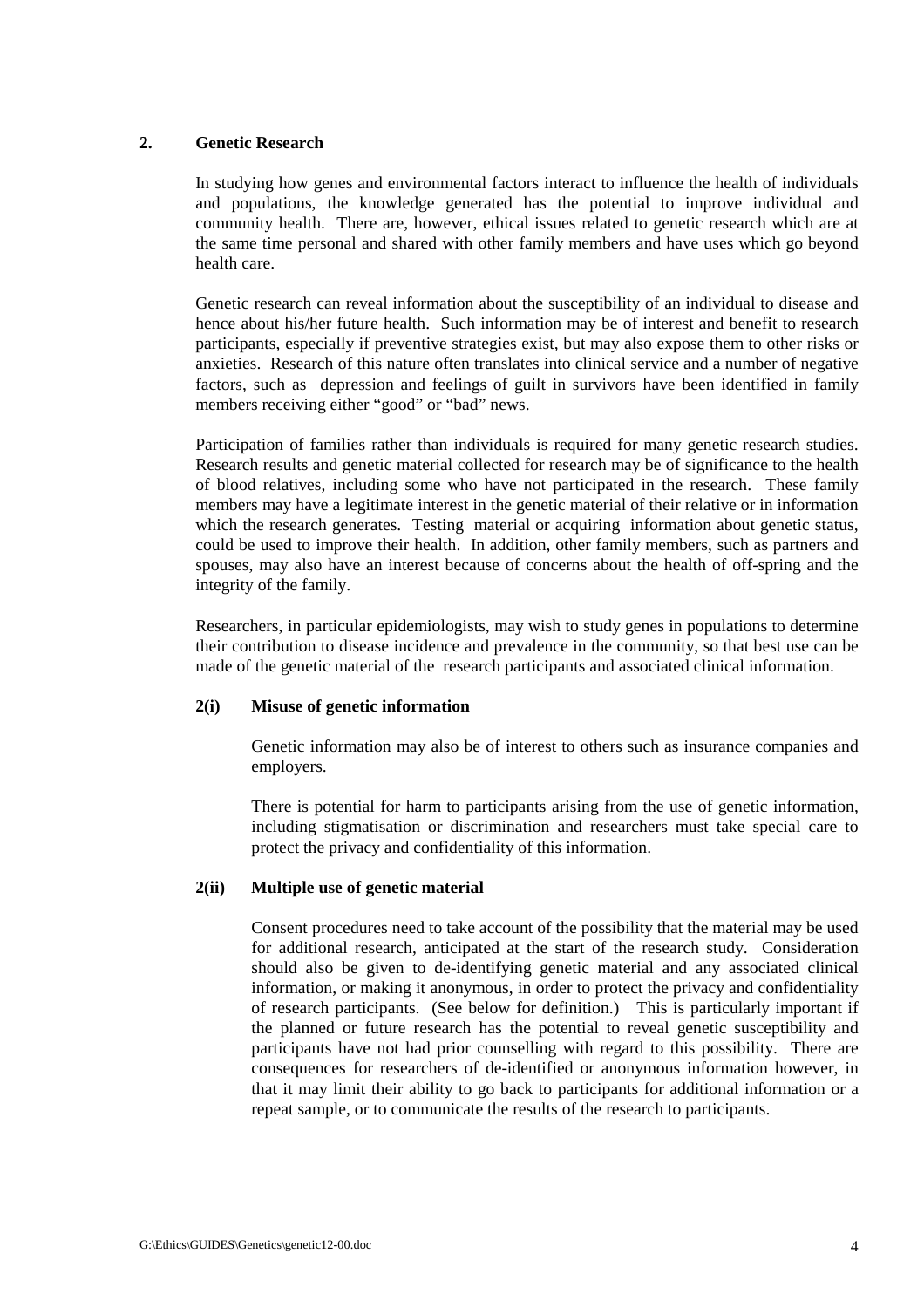## 2. Genetic Research

In studying how genes and environmental factors interact to influence the health of individuals and populations, the knowledge generated has the potential to improve individual and community health. There are, however, ethical issues related to genetic research which are at the same time personal and shared with other family members and have uses which go beyond health care.

Genetic research can reveal information about the susceptibility of an individual to disease and hence about his/her future health. Such information may be of interest and benefit to research participants, especially if preventive strategies exist, but may also expose them to other risks or anxieties. Research of this nature often translates into clinical service and a number of negative factors, such as depression and feelings of guilt in survivors have been identified in family members receiving either "good" or "bad" news.

Participation of families rather than individuals is required for many genetic research studies. Research results and genetic material collected for research may be of significance to the health of blood relatives, including some who have not participated in the research. These family members may have a legitimate interest in the genetic material of their relative or in information which the research generates. Testing material or acquiring information about genetic status, could be used to improve their health. In addition, other family members, such as partners and spouses, may also have an interest because of concerns about the health of off-spring and the integrity of the family.

Researchers, in particular epidemiologists, may wish to study genes in populations to determine their contribution to disease incidence and prevalence in the community, so that best use can be made of the genetic material of the research participants and associated clinical information.

### 2(i) Misuse of genetic information

Genetic information may also be of interest to others such as insurance companies and employers.

There is potential for harm to participants arising from the use of genetic information, including stigmatisation or discrimination and researchers must take special care to protect the privacy and confidentiality of this information.

### 2(ii) Multiple use of genetic material

Consent procedures need to take account of the possibility that the material may be used for additional research, anticipated at the start of the research study. Consideration should also be given to de-identifying genetic material and any associated clinical information, or making it anonymous, in order to protect the privacy and confidentiality of research participants. (See below for definition.) This is particularly important if the planned or future research has the potential to reveal genetic susceptibility and participants have not had prior counselling with regard to this possibility. There are consequences for researchers of de-identified or anonymous information however, in that it may limit their ability to go back to participants for additional information or a repeat sample, or to communicate the results of the research to participants.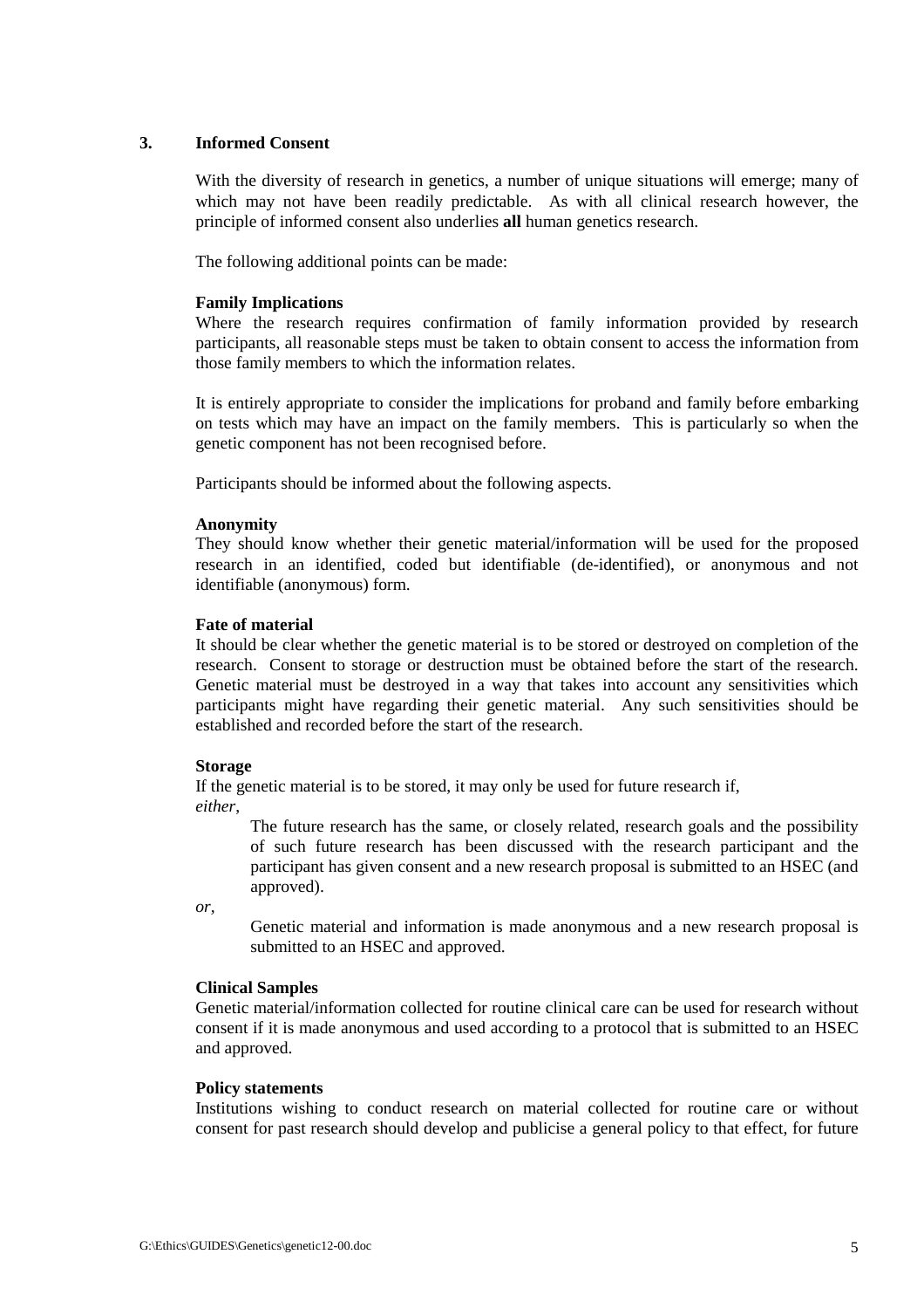## 3. Informed Consent

With the diversity of research in genetics, a number of unique situations will emerge; many of which may not have been readily predictable. As with all clinical research however, the principle of informed consent also underlies **all** human genetics research.

The following additional points can be made:

**Family Implications**

Where the research requires confirmation of family information provided by research participants, all reasonable steps must be taken to obtain consent to access the information from those family members to which the information relates.

It is entirely appropriate to consider the implications for proband and family before embarking on tests which may have an impact on the family members. This is particularly so when the genetic component has not been recognised before.

Participants should be informed about the following aspects.

**Anonymity**

They should know whether their genetic material/information will be used for the proposed research in an identified, coded but identifiable (de-identified), or anonymous and not identifiable (anonymous) form.

**Fate of material**

It should be clear whether the genetic material is to be stored or destroyed on completion of the research. Consent to storage or destruction must be obtained before the start of the research. Genetic material must be destroyed in a way that takes into account any sensitivities which participants might have regarding their genetic material. Any such sensitivities should be established and recorded before the start of the research.

**Storage**

If the genetic material is to be stored, it may only be used for future research if,

*either*,

> The future research has the same, or closely related, research goals and the possibility of such future research has been discussed with the research participant and the participant has given consent and a new research proposal is submitted to an HSEC (and approved).

*or*,

> Genetic material and information is made anonymous and a new research proposal is submitted to an HSEC and approved.

**Clinical Samples**

Genetic material/information collected for routine clinical care can be used for research without consent if it is made anonymous and used according to a protocol that is submitted to an HSEC and approved.

**Policy statements**

Institutions wishing to conduct research on material collected for routine care or without consent for past research should develop and publicise a general policy to that effect, for future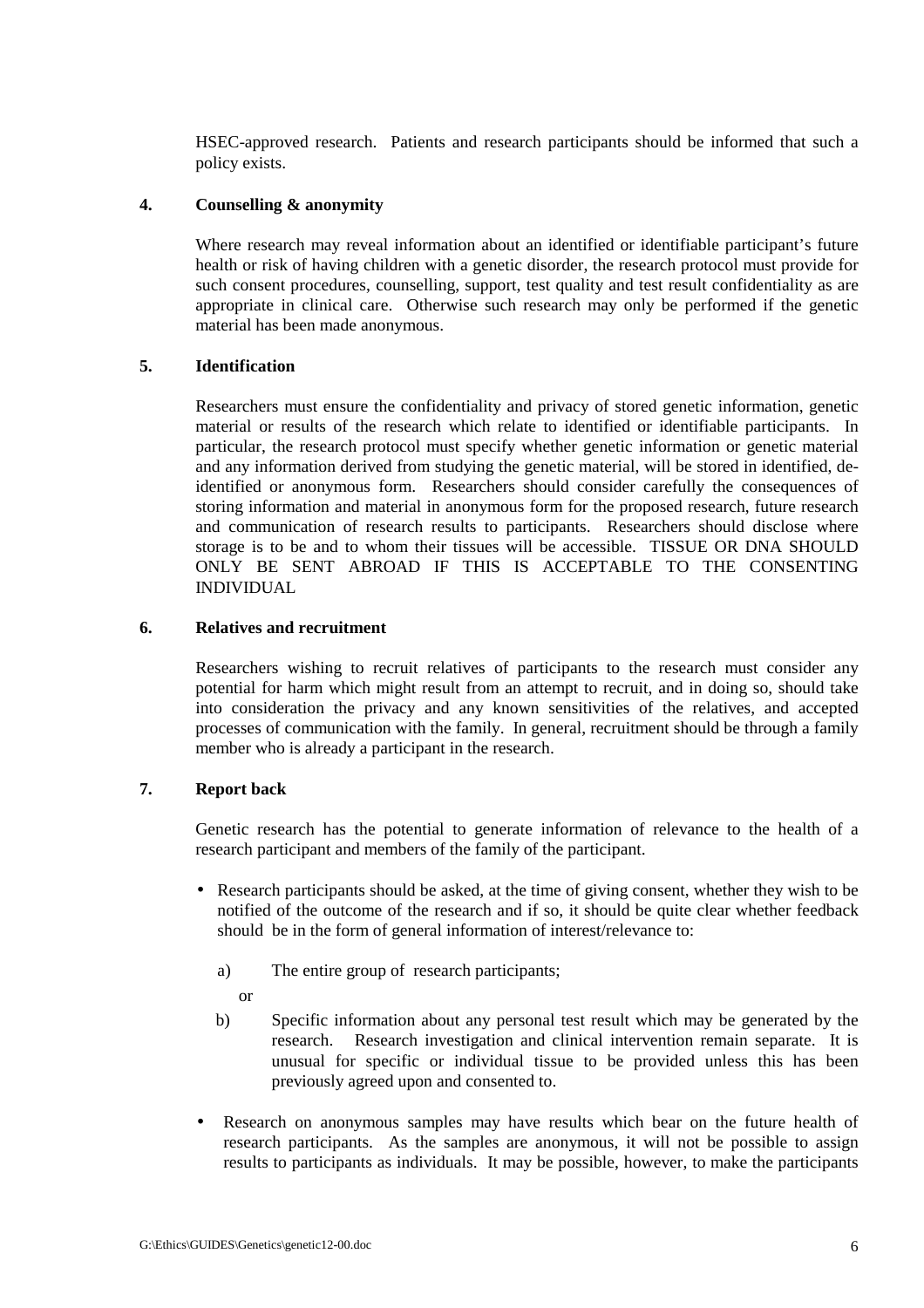HSEC-approved research. Patients and research participants should be informed that such a policy exists.

### 4. Counselling & anonymity

Where research may reveal information about an identified or identifiable participant's future health or risk of having children with a genetic disorder, the research protocol must provide for such consent procedures, counselling, support, test quality and test result confidentiality as are appropriate in clinical care. Otherwise such research may only be performed if the genetic material has been made anonymous.

### 5. Identification

Researchers must ensure the confidentiality and privacy of stored genetic information, genetic material or results of the research which relate to identified or identifiable participants. In particular, the research protocol must specify whether genetic information or genetic material and any information derived from studying the genetic material, will be stored in identified, de-identified or anonymous form. Researchers should consider carefully the consequences of storing information and material in anonymous form for the proposed research, future research and communication of research results to participants. Researchers should disclose where storage is to be and to whom their tissues will be accessible. TISSUE OR DNA SHOULD ONLY BE SENT ABROAD IF THIS IS ACCEPTABLE TO THE CONSENTING INDIVIDUAL

### 6. Relatives and recruitment

Researchers wishing to recruit relatives of participants to the research must consider any potential for harm which might result from an attempt to recruit, and in doing so, should take into consideration the privacy and any known sensitivities of the relatives, and accepted processes of communication with the family. In general, recruitment should be through a family member who is already a participant in the research.

### 7. Report back

Genetic research has the potential to generate information of relevance to the health of a research participant and members of the family of the participant.

- Research participants should be asked, at the time of giving consent, whether they wish to be notified of the outcome of the research and if so, it should be quite clear whether feedback should be in the form of general information of interest/relevance to:

    a) The entire group of research participants;

    or

    b) Specific information about any personal test result which may be generated by the research. Research investigation and clinical intervention remain separate. It is unusual for specific or individual tissue to be provided unless this has been previously agreed upon and consented to.

- Research on anonymous samples may have results which bear on the future health of research participants. As the samples are anonymous, it will not be possible to assign results to participants as individuals. It may be possible, however, to make the participants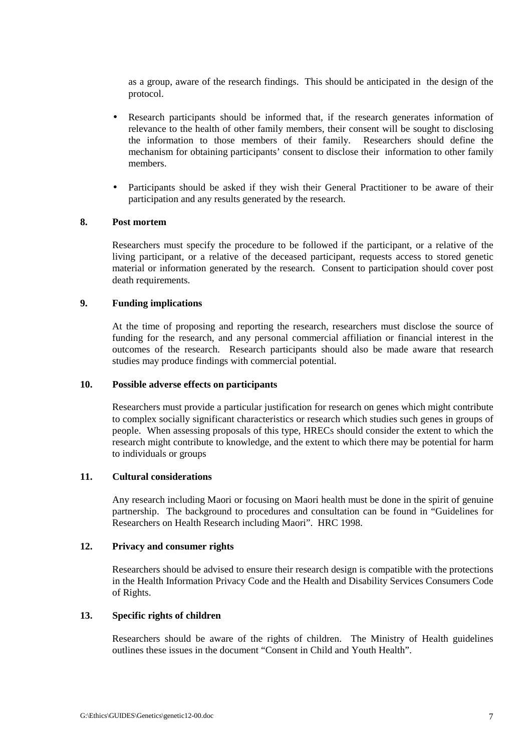as a group, aware of the research findings. This should be anticipated in the design of the protocol.

- Research participants should be informed that, if the research generates information of relevance to the health of other family members, their consent will be sought to disclosing the information to those members of their family. Researchers should define the mechanism for obtaining participants' consent to disclose their information to other family members.

- Participants should be asked if they wish their General Practitioner to be aware of their participation and any results generated by the research.

**8. Post mortem**

Researchers must specify the procedure to be followed if the participant, or a relative of the living participant, or a relative of the deceased participant, requests access to stored genetic material or information generated by the research. Consent to participation should cover post death requirements.

**9. Funding implications**

At the time of proposing and reporting the research, researchers must disclose the source of funding for the research, and any personal commercial affiliation or financial interest in the outcomes of the research. Research participants should also be made aware that research studies may produce findings with commercial potential.

**10. Possible adverse effects on participants**

Researchers must provide a particular justification for research on genes which might contribute to complex socially significant characteristics or research which studies such genes in groups of people. When assessing proposals of this type, HRECs should consider the extent to which the research might contribute to knowledge, and the extent to which there may be potential for harm to individuals or groups

**11. Cultural considerations**

Any research including Maori or focusing on Maori health must be done in the spirit of genuine partnership. The background to procedures and consultation can be found in "Guidelines for Researchers on Health Research including Maori". HRC 1998.

**12. Privacy and consumer rights**

Researchers should be advised to ensure their research design is compatible with the protections in the Health Information Privacy Code and the Health and Disability Services Consumers Code of Rights.

**13. Specific rights of children**

Researchers should be aware of the rights of children. The Ministry of Health guidelines outlines these issues in the document "Consent in Child and Youth Health".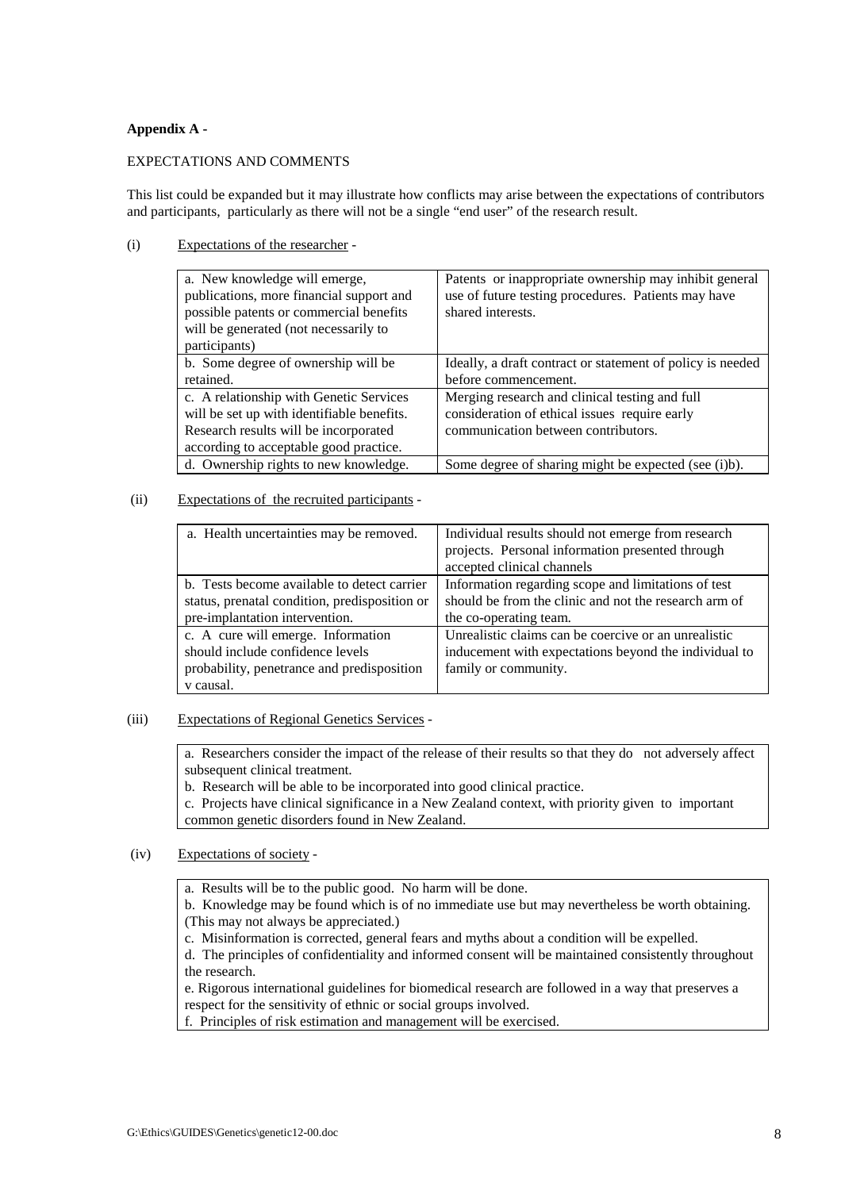**Appendix A -**

EXPECTATIONS AND COMMENTS

This list could be expanded but it may illustrate how conflicts may arise between the expectations of contributors and participants, particularly as there will not be a single "end user" of the research result.

(i) Expectations of the researcher -

| | |
|---|---|
| a. New knowledge will emerge, publications, more financial support and possible patents or commercial benefits will be generated (not necessarily to participants) | Patents or inappropriate ownership may inhibit general use of future testing procedures. Patients may have shared interests. |
| b. Some degree of ownership will be retained. | Ideally, a draft contract or statement of policy is needed before commencement. |
| c. A relationship with Genetic Services will be set up with identifiable benefits. Research results will be incorporated according to acceptable good practice. | Merging research and clinical testing and full consideration of ethical issues require early communication between contributors. |
| d. Ownership rights to new knowledge. | Some degree of sharing might be expected (see (i)b). |

(ii) Expectations of the recruited participants -

| | |
|---|---|
| a. Health uncertainties may be removed. | Individual results should not emerge from research projects. Personal information presented through accepted clinical channels |
| b. Tests become available to detect carrier status, prenatal condition, predisposition or pre-implantation intervention. | Information regarding scope and limitations of test should be from the clinic and not the research arm of the co-operating team. |
| c. A cure will emerge. Information should include confidence levels probability, penetrance and predisposition v causal. | Unrealistic claims can be coercive or an unrealistic inducement with expectations beyond the individual to family or community. |

(iii) Expectations of Regional Genetics Services -

a. Researchers consider the impact of the release of their results so that they do not adversely affect subsequent clinical treatment.
b. Research will be able to be incorporated into good clinical practice.
c. Projects have clinical significance in a New Zealand context, with priority given to important common genetic disorders found in New Zealand.

(iv) Expectations of society -

a. Results will be to the public good. No harm will be done.
b. Knowledge may be found which is of no immediate use but may nevertheless be worth obtaining. (This may not always be appreciated.)
c. Misinformation is corrected, general fears and myths about a condition will be expelled.
d. The principles of confidentiality and informed consent will be maintained consistently throughout the research.
e. Rigorous international guidelines for biomedical research are followed in a way that preserves a respect for the sensitivity of ethnic or social groups involved.
f. Principles of risk estimation and management will be exercised.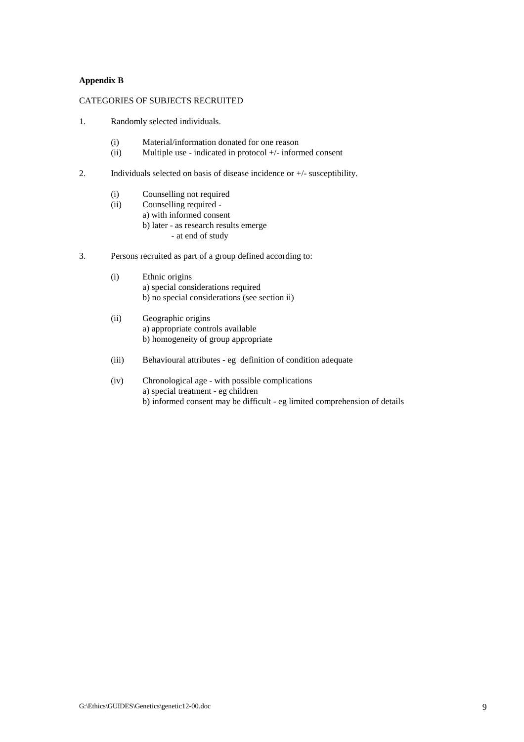**Appendix B**

CATEGORIES OF SUBJECTS RECRUITED

1. Randomly selected individuals.

   (i) Material/information donated for one reason
   (ii) Multiple use - indicated in protocol +/- informed consent

2. Individuals selected on basis of disease incidence or +/- susceptibility.

   (i) Counselling not required
   (ii) Counselling required -
   a) with informed consent
   b) later - as research results emerge
   - at end of study

3. Persons recruited as part of a group defined according to:

   (i) Ethnic origins
   a) special considerations required
   b) no special considerations (see section ii)

   (ii) Geographic origins
   a) appropriate controls available
   b) homogeneity of group appropriate

   (iii) Behavioural attributes - eg definition of condition adequate

   (iv) Chronological age - with possible complications
   a) special treatment - eg children
   b) informed consent may be difficult - eg limited comprehension of details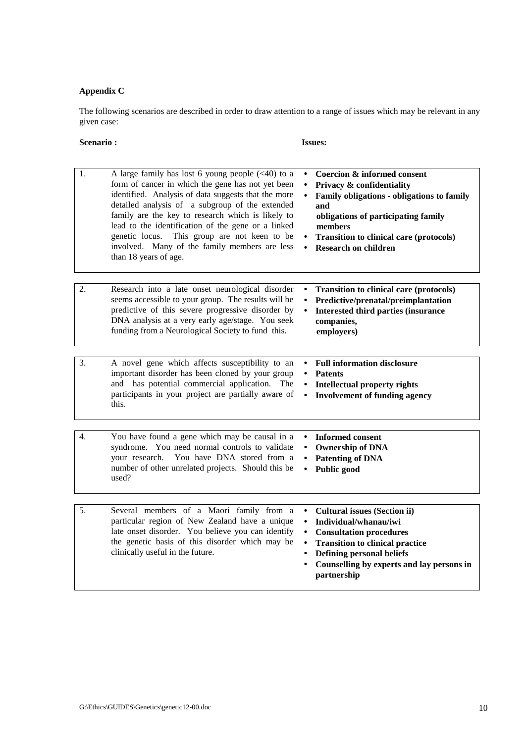**Appendix C**

The following scenarios are described in order to draw attention to a range of issues which may be relevant in any given case:

| | **Scenario :** | **Issues:** |
|---|---|---|
| 1. | A large family has lost 6 young people (<40) to a form of cancer in which the gene has not yet been identified. Analysis of data suggests that the more detailed analysis of a subgroup of the extended family are the key to research which is likely to lead to the identification of the gene or a linked genetic locus. This group are not keen to be involved. Many of the family members are less than 18 years of age. | • **Coercion & informed consent**<br>• **Privacy & confidentiality**<br>• **Family obligations - obligations to family and obligations of participating family members**<br>• **Transition to clinical care (protocols)**<br>• **Research on children** |
| 2. | Research into a late onset neurological disorder seems accessible to your group. The results will be predictive of this severe progressive disorder by DNA analysis at a very early age/stage. You seek funding from a Neurological Society to fund this. | • **Transition to clinical care (protocols)**<br>• **Predictive/prenatal/preimplantation**<br>• **Interested third parties (insurance companies, employers)** |
| 3. | A novel gene which affects susceptibility to an important disorder has been cloned by your group and has potential commercial application. The participants in your project are partially aware of this. | • **Full information disclosure**<br>• **Patents**<br>• **Intellectual property rights**<br>• **Involvement of funding agency** |
| 4. | You have found a gene which may be causal in a syndrome. You need normal controls to validate your research. You have DNA stored from a number of other unrelated projects. Should this be used? | • **Informed consent**<br>• **Ownership of DNA**<br>• **Patenting of DNA**<br>• **Public good** |
| 5. | Several members of a Maori family from a particular region of New Zealand have a unique late onset disorder. You believe you can identify the genetic basis of this disorder which may be clinically useful in the future. | • **Cultural issues (Section ii)**<br>• **Individual/whanau/iwi**<br>• **Consultation procedures**<br>• **Transition to clinical practice**<br>• **Defining personal beliefs**<br>• **Counselling by experts and lay persons in partnership** |

G:\Ethics\GUIDES\Genetics\genetic12-00.doc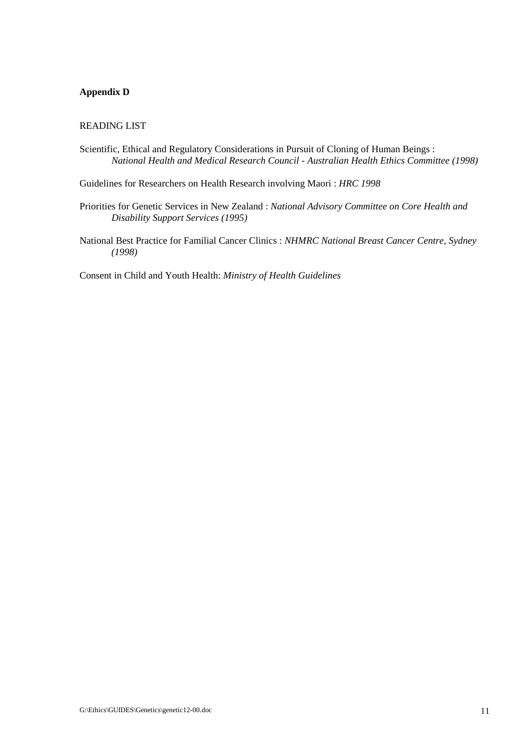**Appendix D**

READING LIST

Scientific, Ethical and Regulatory Considerations in Pursuit of Cloning of Human Beings : *National Health and Medical Research Council - Australian Health Ethics Committee (1998)*

Guidelines for Researchers on Health Research involving Maori : *HRC 1998*

Priorities for Genetic Services in New Zealand : *National Advisory Committee on Core Health and Disability Support Services (1995)*

National Best Practice for Familial Cancer Clinics : *NHMRC National Breast Cancer Centre, Sydney (1998)*

Consent in Child and Youth Health: *Ministry of Health Guidelines*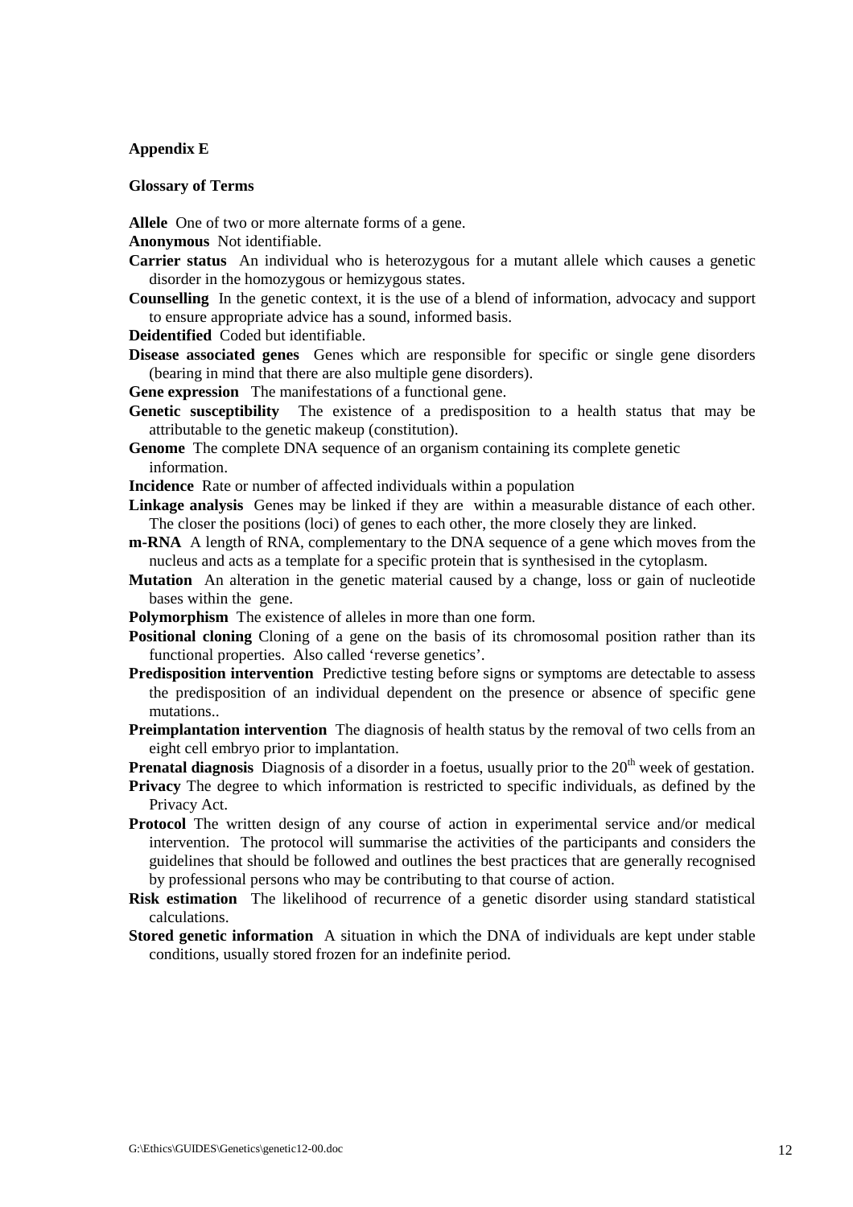**Appendix E**

**Glossary of Terms**

**Allele** One of two or more alternate forms of a gene.

**Anonymous** Not identifiable.

**Carrier status** An individual who is heterozygous for a mutant allele which causes a genetic disorder in the homozygous or hemizygous states.

**Counselling** In the genetic context, it is the use of a blend of information, advocacy and support to ensure appropriate advice has a sound, informed basis.

**Deidentified** Coded but identifiable.

**Disease associated genes** Genes which are responsible for specific or single gene disorders (bearing in mind that there are also multiple gene disorders).

**Gene expression** The manifestations of a functional gene.

**Genetic susceptibility** The existence of a predisposition to a health status that may be attributable to the genetic makeup (constitution).

**Genome** The complete DNA sequence of an organism containing its complete genetic information.

**Incidence** Rate or number of affected individuals within a population

**Linkage analysis** Genes may be linked if they are within a measurable distance of each other. The closer the positions (loci) of genes to each other, the more closely they are linked.

**m-RNA** A length of RNA, complementary to the DNA sequence of a gene which moves from the nucleus and acts as a template for a specific protein that is synthesised in the cytoplasm.

**Mutation** An alteration in the genetic material caused by a change, loss or gain of nucleotide bases within the gene.

**Polymorphism** The existence of alleles in more than one form.

**Positional cloning** Cloning of a gene on the basis of its chromosomal position rather than its functional properties. Also called 'reverse genetics'.

**Predisposition intervention** Predictive testing before signs or symptoms are detectable to assess the predisposition of an individual dependent on the presence or absence of specific gene mutations..

**Preimplantation intervention** The diagnosis of health status by the removal of two cells from an eight cell embryo prior to implantation.

**Prenatal diagnosis** Diagnosis of a disorder in a foetus, usually prior to the 20th week of gestation.

**Privacy** The degree to which information is restricted to specific individuals, as defined by the Privacy Act.

**Protocol** The written design of any course of action in experimental service and/or medical intervention. The protocol will summarise the activities of the participants and considers the guidelines that should be followed and outlines the best practices that are generally recognised by professional persons who may be contributing to that course of action.

**Risk estimation** The likelihood of recurrence of a genetic disorder using standard statistical calculations.

**Stored genetic information** A situation in which the DNA of individuals are kept under stable conditions, usually stored frozen for an indefinite period.